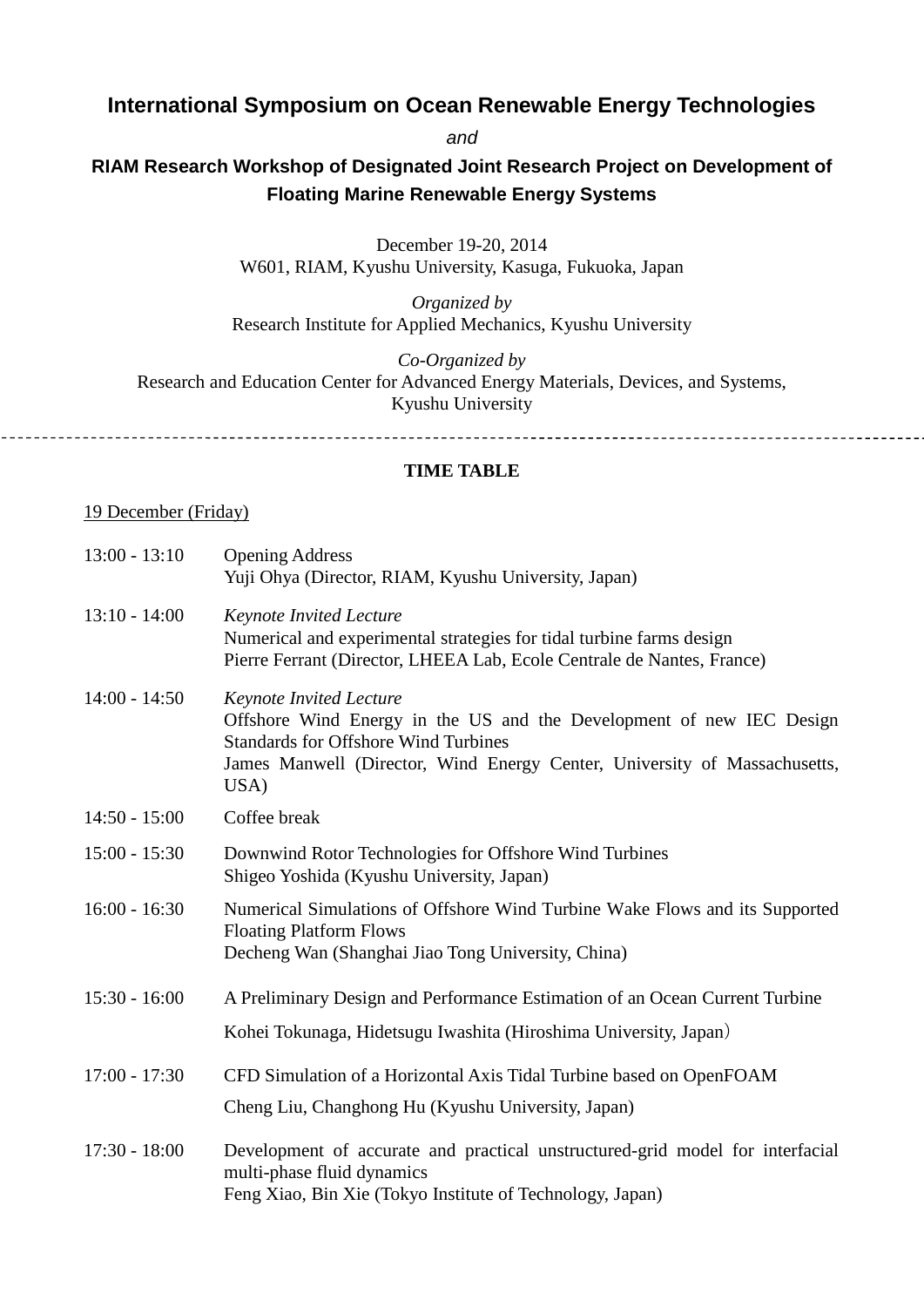# International Symposium on Ocean Renewable Energy Technologies

*and*

## RIAM Research Workshop of Designated Joint Research Project on Development of Floating Marine Renewable Energy Systems

December 19-20, 2014
W601, RIAM, Kyushu University, Kasuga, Fukuoka, Japan

*Organized by*
Research Institute for Applied Mechanics, Kyushu University

*Co-Organized by*
Research and Education Center for Advanced Energy Materials, Devices, and Systems, Kyushu University

---

**TIME TABLE**

19 December (Friday)

| | |
|---|---|
| 13:00 - 13:10 | Opening Address<br>Yuji Ohya (Director, RIAM, Kyushu University, Japan) |
| 13:10 - 14:00 | *Keynote Invited Lecture*<br>Numerical and experimental strategies for tidal turbine farms design<br>Pierre Ferrant (Director, LHEEA Lab, Ecole Centrale de Nantes, France) |
| 14:00 - 14:50 | *Keynote Invited Lecture*<br>Offshore Wind Energy in the US and the Development of new IEC Design Standards for Offshore Wind Turbines<br>James Manwell (Director, Wind Energy Center, University of Massachusetts, USA) |
| 14:50 - 15:00 | Coffee break |
| 15:00 - 15:30 | Downwind Rotor Technologies for Offshore Wind Turbines<br>Shigeo Yoshida (Kyushu University, Japan) |
| 16:00 - 16:30 | Numerical Simulations of Offshore Wind Turbine Wake Flows and its Supported Floating Platform Flows<br>Decheng Wan (Shanghai Jiao Tong University, China) |
| 15:30 - 16:00 | A Preliminary Design and Performance Estimation of an Ocean Current Turbine<br>Kohei Tokunaga, Hidetsugu Iwashita (Hiroshima University, Japan） |
| 17:00 - 17:30 | CFD Simulation of a Horizontal Axis Tidal Turbine based on OpenFOAM<br>Cheng Liu, Changhong Hu (Kyushu University, Japan) |
| 17:30 - 18:00 | Development of accurate and practical unstructured-grid model for interfacial multi-phase fluid dynamics<br>Feng Xiao, Bin Xie (Tokyo Institute of Technology, Japan) |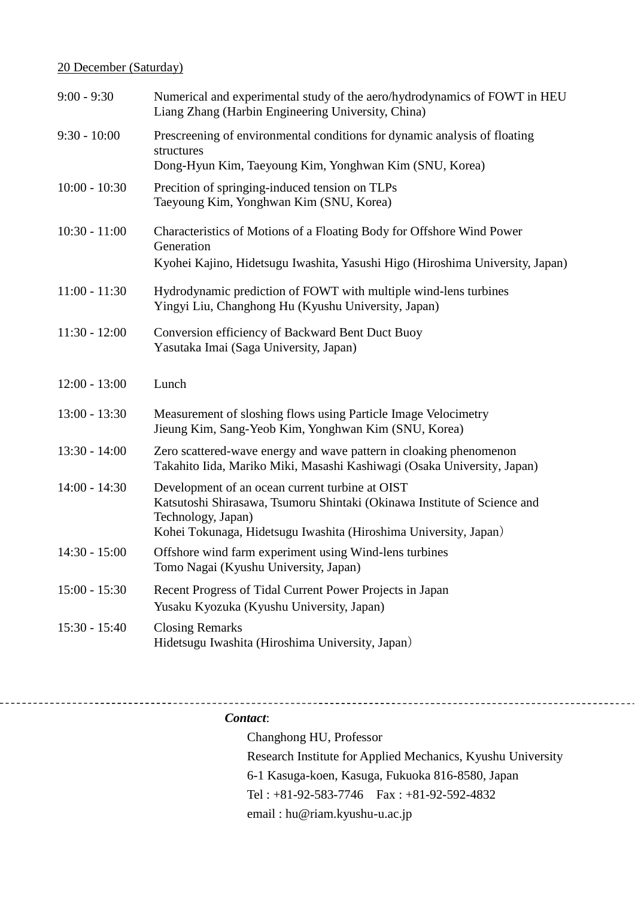<u>20 December (Saturday)</u>

| | |
|---|---|
| 9:00 - 9:30 | Numerical and experimental study of the aero/hydrodynamics of FOWT in HEU<br>Liang Zhang (Harbin Engineering University, China) |
| 9:30 - 10:00 | Prescreening of environmental conditions for dynamic analysis of floating structures<br>Dong-Hyun Kim, Taeyoung Kim, Yonghwan Kim (SNU, Korea) |
| 10:00 - 10:30 | Precition of springing-induced tension on TLPs<br>Taeyoung Kim, Yonghwan Kim (SNU, Korea) |
| 10:30 - 11:00 | Characteristics of Motions of a Floating Body for Offshore Wind Power Generation<br>Kyohei Kajino, Hidetsugu Iwashita, Yasushi Higo (Hiroshima University, Japan) |
| 11:00 - 11:30 | Hydrodynamic prediction of FOWT with multiple wind-lens turbines<br>Yingyi Liu, Changhong Hu (Kyushu University, Japan) |
| 11:30 - 12:00 | Conversion efficiency of Backward Bent Duct Buoy<br>Yasutaka Imai (Saga University, Japan) |
| 12:00 - 13:00 | Lunch |
| 13:00 - 13:30 | Measurement of sloshing flows using Particle Image Velocimetry<br>Jieung Kim, Sang-Yeob Kim, Yonghwan Kim (SNU, Korea) |
| 13:30 - 14:00 | Zero scattered-wave energy and wave pattern in cloaking phenomenon<br>Takahito Iida, Mariko Miki, Masashi Kashiwagi (Osaka University, Japan) |
| 14:00 - 14:30 | Development of an ocean current turbine at OIST<br>Katsutoshi Shirasawa, Tsumoru Shintaki (Okinawa Institute of Science and Technology, Japan)<br>Kohei Tokunaga, Hidetsugu Iwashita (Hiroshima University, Japan) |
| 14:30 - 15:00 | Offshore wind farm experiment using Wind-lens turbines<br>Tomo Nagai (Kyushu University, Japan) |
| 15:00 - 15:30 | Recent Progress of Tidal Current Power Projects in Japan<br>Yusaku Kyozuka (Kyushu University, Japan) |
| 15:30 - 15:40 | Closing Remarks<br>Hidetsugu Iwashita (Hiroshima University, Japan) |

---

***Contact***:

Changhong HU, Professor
Research Institute for Applied Mechanics, Kyushu University
6-1 Kasuga-koen, Kasuga, Fukuoka 816-8580, Japan
Tel : +81-92-583-7746 Fax : +81-92-592-4832
email : hu@riam.kyushu-u.ac.jp